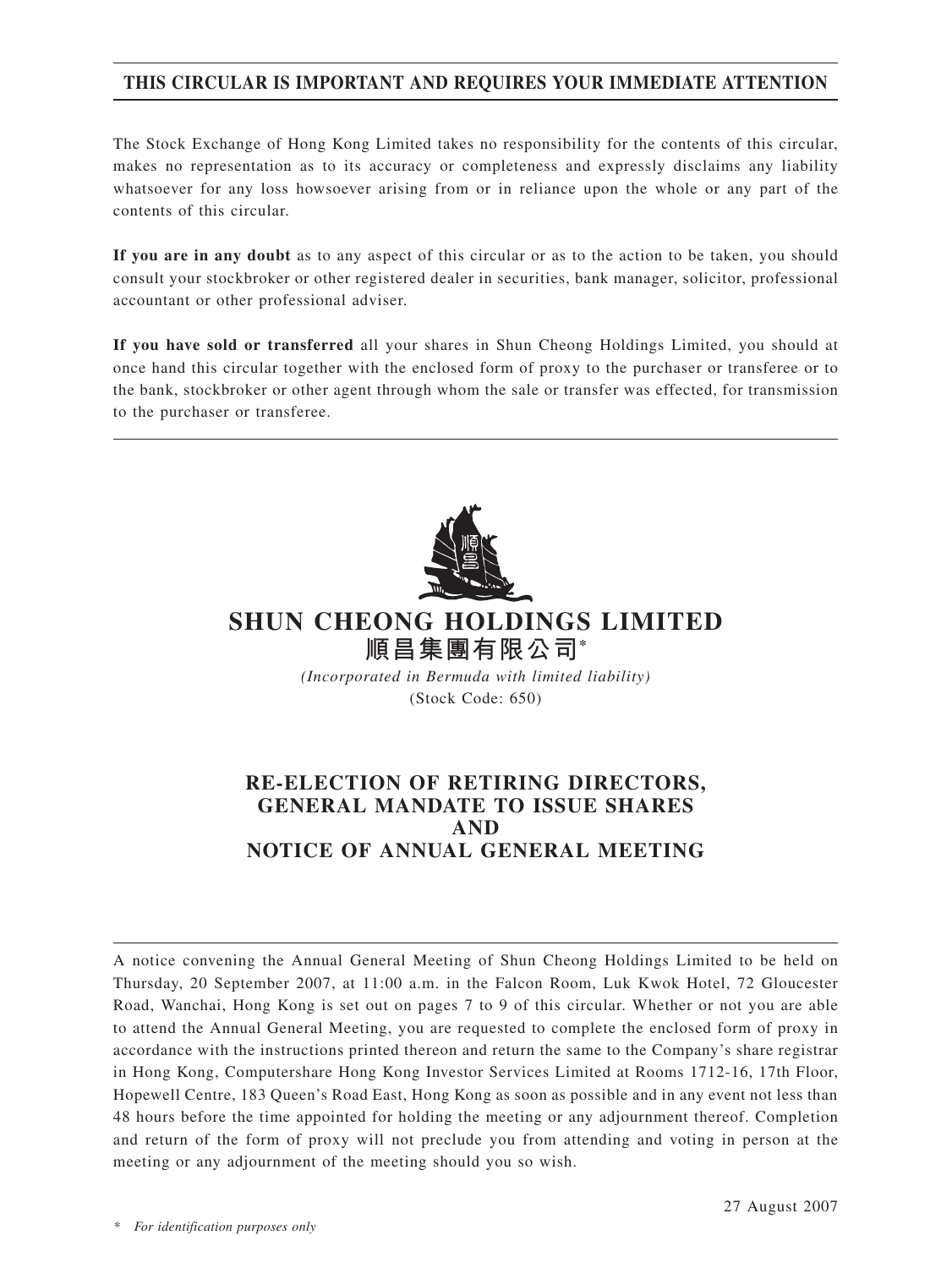**THIS CIRCULAR IS IMPORTANT AND REQUIRES YOUR IMMEDIATE ATTENTION**

The Stock Exchange of Hong Kong Limited takes no responsibility for the contents of this circular, makes no representation as to its accuracy or completeness and expressly disclaims any liability whatsoever for any loss howsoever arising from or in reliance upon the whole or any part of the contents of this circular.

**If you are in any doubt** as to any aspect of this circular or as to the action to be taken, you should consult your stockbroker or other registered dealer in securities, bank manager, solicitor, professional accountant or other professional adviser.

**If you have sold or transferred** all your shares in Shun Cheong Holdings Limited, you should at once hand this circular together with the enclosed form of proxy to the purchaser or transferee or to the bank, stockbroker or other agent through whom the sale or transfer was effected, for transmission to the purchaser or transferee.

# SHUN CHEONG HOLDINGS LIMITED
# 順昌集團有限公司*

*(Incorporated in Bermuda with limited liability)*
(Stock Code: 650)

## RE-ELECTION OF RETIRING DIRECTORS, GENERAL MANDATE TO ISSUE SHARES AND NOTICE OF ANNUAL GENERAL MEETING

A notice convening the Annual General Meeting of Shun Cheong Holdings Limited to be held on Thursday, 20 September 2007, at 11:00 a.m. in the Falcon Room, Luk Kwok Hotel, 72 Gloucester Road, Wanchai, Hong Kong is set out on pages 7 to 9 of this circular. Whether or not you are able to attend the Annual General Meeting, you are requested to complete the enclosed form of proxy in accordance with the instructions printed thereon and return the same to the Company's share registrar in Hong Kong, Computershare Hong Kong Investor Services Limited at Rooms 1712-16, 17th Floor, Hopewell Centre, 183 Queen's Road East, Hong Kong as soon as possible and in any event not less than 48 hours before the time appointed for holding the meeting or any adjournment thereof. Completion and return of the form of proxy will not preclude you from attending and voting in person at the meeting or any adjournment of the meeting should you so wish.

27 August 2007

\* *For identification purposes only*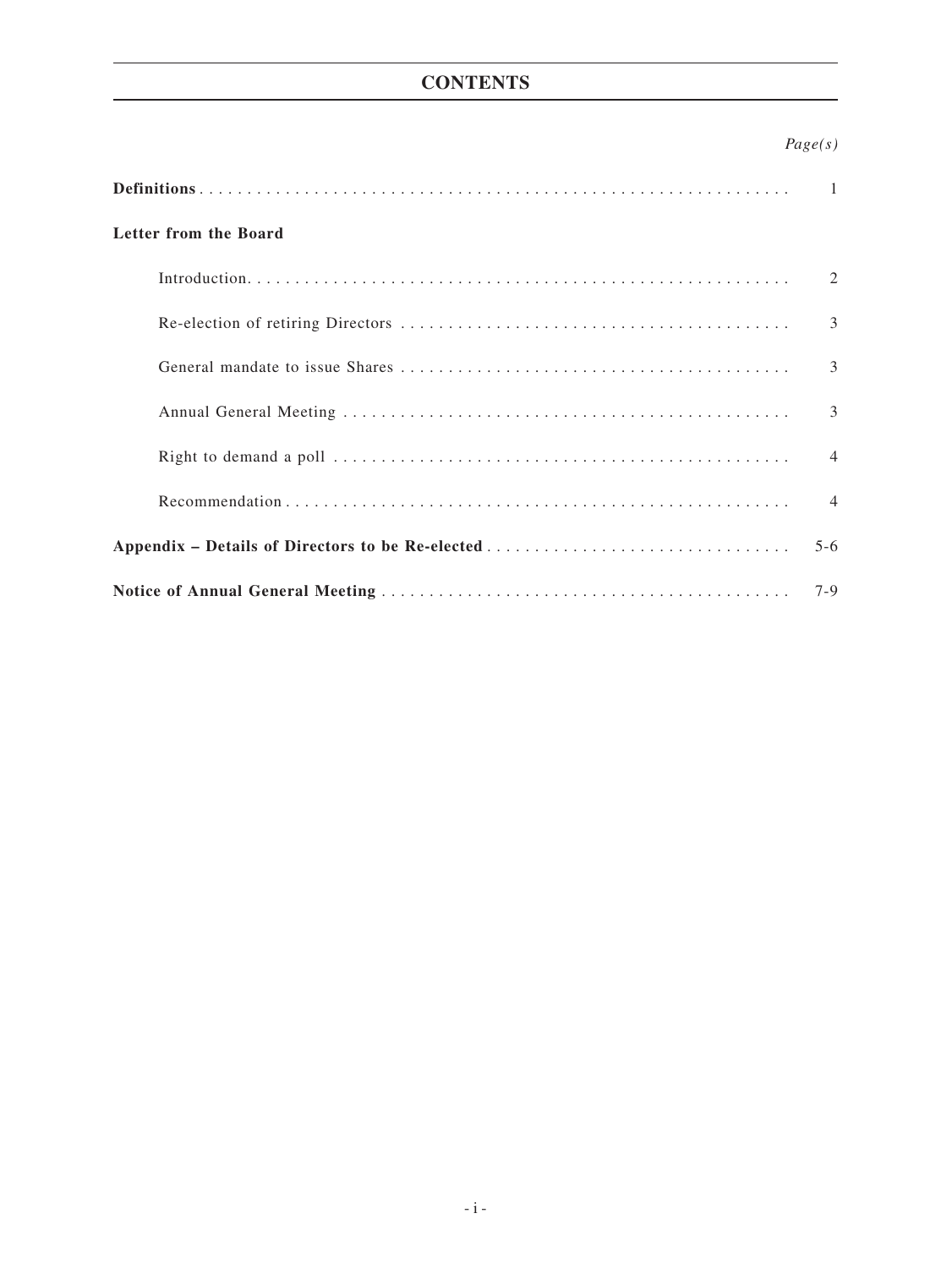# CONTENTS

| | *Page(s)* |
|---|---|
| **Definitions** | 1 |
| **Letter from the Board** | |
| Introduction | 2 |
| Re-election of retiring Directors | 3 |
| General mandate to issue Shares | 3 |
| Annual General Meeting | 3 |
| Right to demand a poll | 4 |
| Recommendation | 4 |
| **Appendix – Details of Directors to be Re-elected** | 5-6 |
| **Notice of Annual General Meeting** | 7-9 |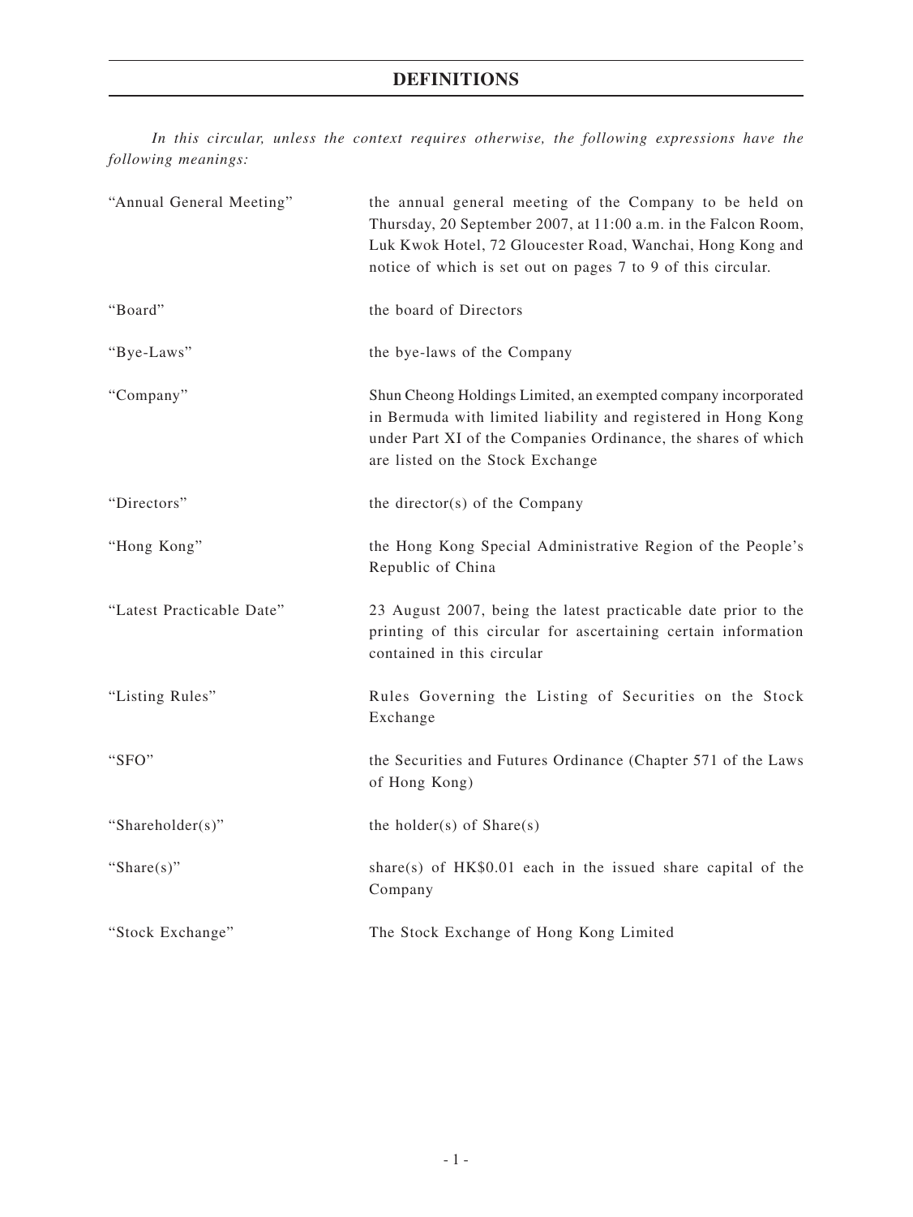# DEFINITIONS

*In this circular, unless the context requires otherwise, the following expressions have the following meanings:*

| | |
|---|---|
| "Annual General Meeting" | the annual general meeting of the Company to be held on Thursday, 20 September 2007, at 11:00 a.m. in the Falcon Room, Luk Kwok Hotel, 72 Gloucester Road, Wanchai, Hong Kong and notice of which is set out on pages 7 to 9 of this circular. |
| "Board" | the board of Directors |
| "Bye-Laws" | the bye-laws of the Company |
| "Company" | Shun Cheong Holdings Limited, an exempted company incorporated in Bermuda with limited liability and registered in Hong Kong under Part XI of the Companies Ordinance, the shares of which are listed on the Stock Exchange |
| "Directors" | the director(s) of the Company |
| "Hong Kong" | the Hong Kong Special Administrative Region of the People's Republic of China |
| "Latest Practicable Date" | 23 August 2007, being the latest practicable date prior to the printing of this circular for ascertaining certain information contained in this circular |
| "Listing Rules" | Rules Governing the Listing of Securities on the Stock Exchange |
| "SFO" | the Securities and Futures Ordinance (Chapter 571 of the Laws of Hong Kong) |
| "Shareholder(s)" | the holder(s) of Share(s) |
| "Share(s)" | share(s) of HK$0.01 each in the issued share capital of the Company |
| "Stock Exchange" | The Stock Exchange of Hong Kong Limited |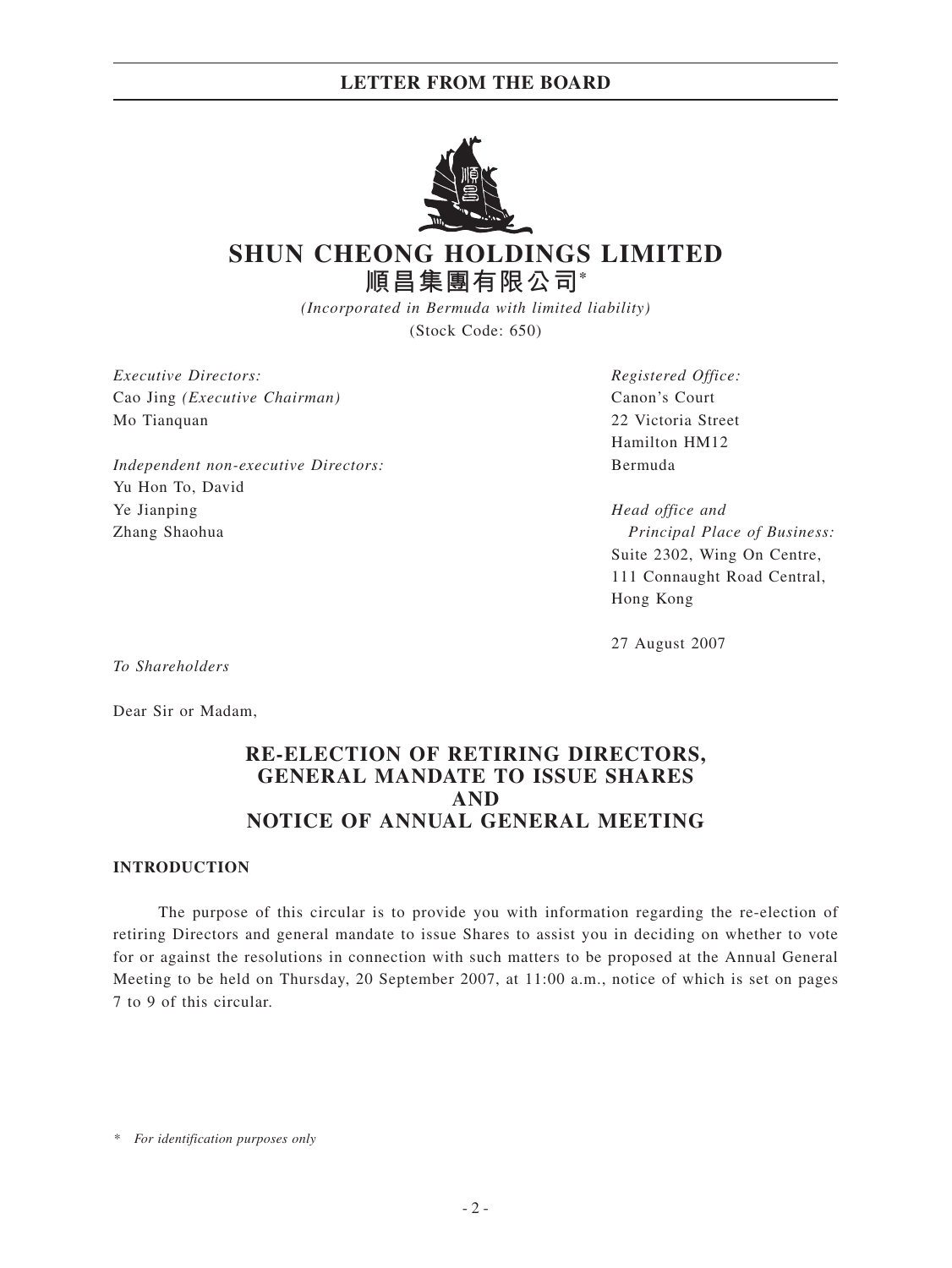# SHUN CHEONG HOLDINGS LIMITED

# 順昌集團有限公司*

*(Incorporated in Bermuda with limited liability)*

(Stock Code: 650)

*Executive Directors:*
Cao Jing *(Executive Chairman)*
Mo Tianquan

*Independent non-executive Directors:*
Yu Hon To, David
Ye Jianping
Zhang Shaohua

*Registered Office:*
Canon's Court
22 Victoria Street
Hamilton HM12
Bermuda

*Head office and Principal Place of Business:*
Suite 2302, Wing On Centre,
111 Connaught Road Central,
Hong Kong

27 August 2007

*To Shareholders*

Dear Sir or Madam,

## RE-ELECTION OF RETIRING DIRECTORS, GENERAL MANDATE TO ISSUE SHARES AND NOTICE OF ANNUAL GENERAL MEETING

### INTRODUCTION

The purpose of this circular is to provide you with information regarding the re-election of retiring Directors and general mandate to issue Shares to assist you in deciding on whether to vote for or against the resolutions in connection with such matters to be proposed at the Annual General Meeting to be held on Thursday, 20 September 2007, at 11:00 a.m., notice of which is set on pages 7 to 9 of this circular.

\* *For identification purposes only*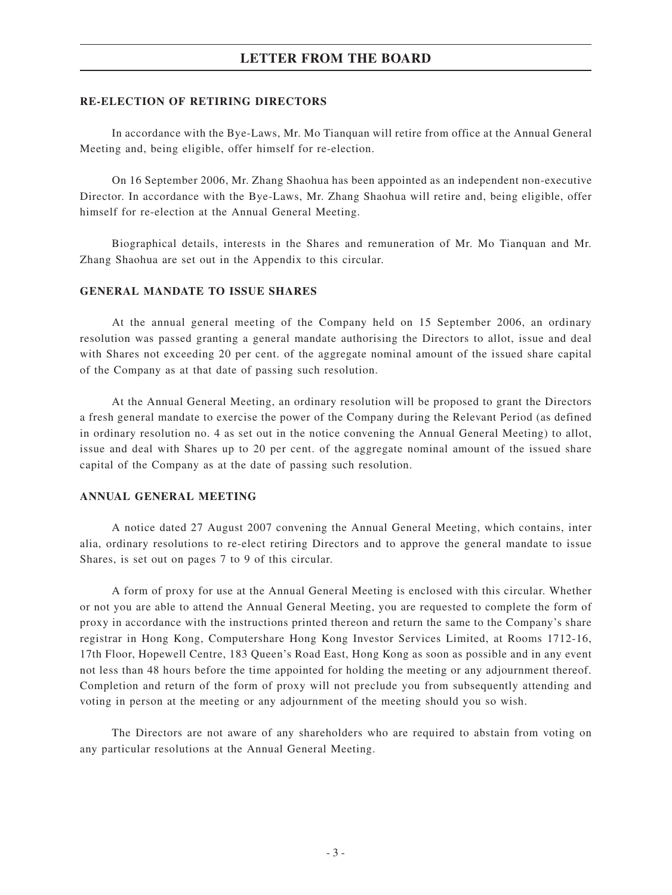## RE-ELECTION OF RETIRING DIRECTORS

In accordance with the Bye-Laws, Mr. Mo Tianquan will retire from office at the Annual General Meeting and, being eligible, offer himself for re-election.

On 16 September 2006, Mr. Zhang Shaohua has been appointed as an independent non-executive Director. In accordance with the Bye-Laws, Mr. Zhang Shaohua will retire and, being eligible, offer himself for re-election at the Annual General Meeting.

Biographical details, interests in the Shares and remuneration of Mr. Mo Tianquan and Mr. Zhang Shaohua are set out in the Appendix to this circular.

## GENERAL MANDATE TO ISSUE SHARES

At the annual general meeting of the Company held on 15 September 2006, an ordinary resolution was passed granting a general mandate authorising the Directors to allot, issue and deal with Shares not exceeding 20 per cent. of the aggregate nominal amount of the issued share capital of the Company as at that date of passing such resolution.

At the Annual General Meeting, an ordinary resolution will be proposed to grant the Directors a fresh general mandate to exercise the power of the Company during the Relevant Period (as defined in ordinary resolution no. 4 as set out in the notice convening the Annual General Meeting) to allot, issue and deal with Shares up to 20 per cent. of the aggregate nominal amount of the issued share capital of the Company as at the date of passing such resolution.

## ANNUAL GENERAL MEETING

A notice dated 27 August 2007 convening the Annual General Meeting, which contains, inter alia, ordinary resolutions to re-elect retiring Directors and to approve the general mandate to issue Shares, is set out on pages 7 to 9 of this circular.

A form of proxy for use at the Annual General Meeting is enclosed with this circular. Whether or not you are able to attend the Annual General Meeting, you are requested to complete the form of proxy in accordance with the instructions printed thereon and return the same to the Company's share registrar in Hong Kong, Computershare Hong Kong Investor Services Limited, at Rooms 1712-16, 17th Floor, Hopewell Centre, 183 Queen's Road East, Hong Kong as soon as possible and in any event not less than 48 hours before the time appointed for holding the meeting or any adjournment thereof. Completion and return of the form of proxy will not preclude you from subsequently attending and voting in person at the meeting or any adjournment of the meeting should you so wish.

The Directors are not aware of any shareholders who are required to abstain from voting on any particular resolutions at the Annual General Meeting.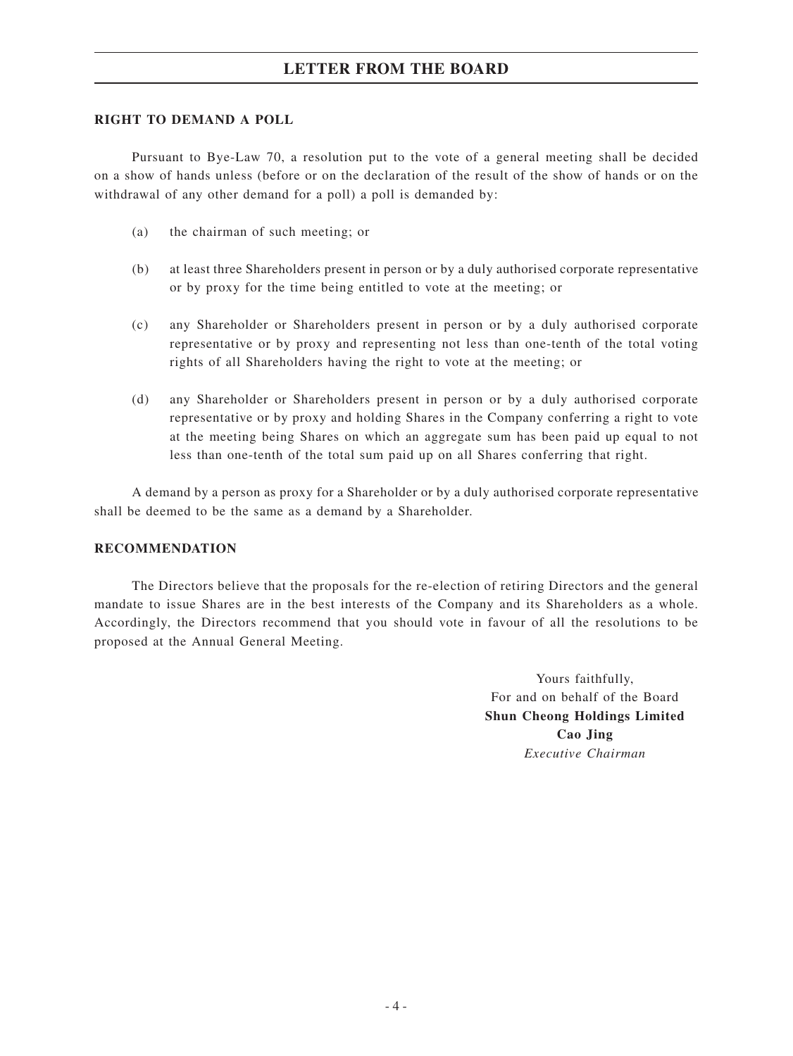## RIGHT TO DEMAND A POLL

Pursuant to Bye-Law 70, a resolution put to the vote of a general meeting shall be decided on a show of hands unless (before or on the declaration of the result of the show of hands or on the withdrawal of any other demand for a poll) a poll is demanded by:

(a) the chairman of such meeting; or

(b) at least three Shareholders present in person or by a duly authorised corporate representative or by proxy for the time being entitled to vote at the meeting; or

(c) any Shareholder or Shareholders present in person or by a duly authorised corporate representative or by proxy and representing not less than one-tenth of the total voting rights of all Shareholders having the right to vote at the meeting; or

(d) any Shareholder or Shareholders present in person or by a duly authorised corporate representative or by proxy and holding Shares in the Company conferring a right to vote at the meeting being Shares on which an aggregate sum has been paid up equal to not less than one-tenth of the total sum paid up on all Shares conferring that right.

A demand by a person as proxy for a Shareholder or by a duly authorised corporate representative shall be deemed to be the same as a demand by a Shareholder.

## RECOMMENDATION

The Directors believe that the proposals for the re-election of retiring Directors and the general mandate to issue Shares are in the best interests of the Company and its Shareholders as a whole. Accordingly, the Directors recommend that you should vote in favour of all the resolutions to be proposed at the Annual General Meeting.

Yours faithfully,
For and on behalf of the Board
**Shun Cheong Holdings Limited**
**Cao Jing**
*Executive Chairman*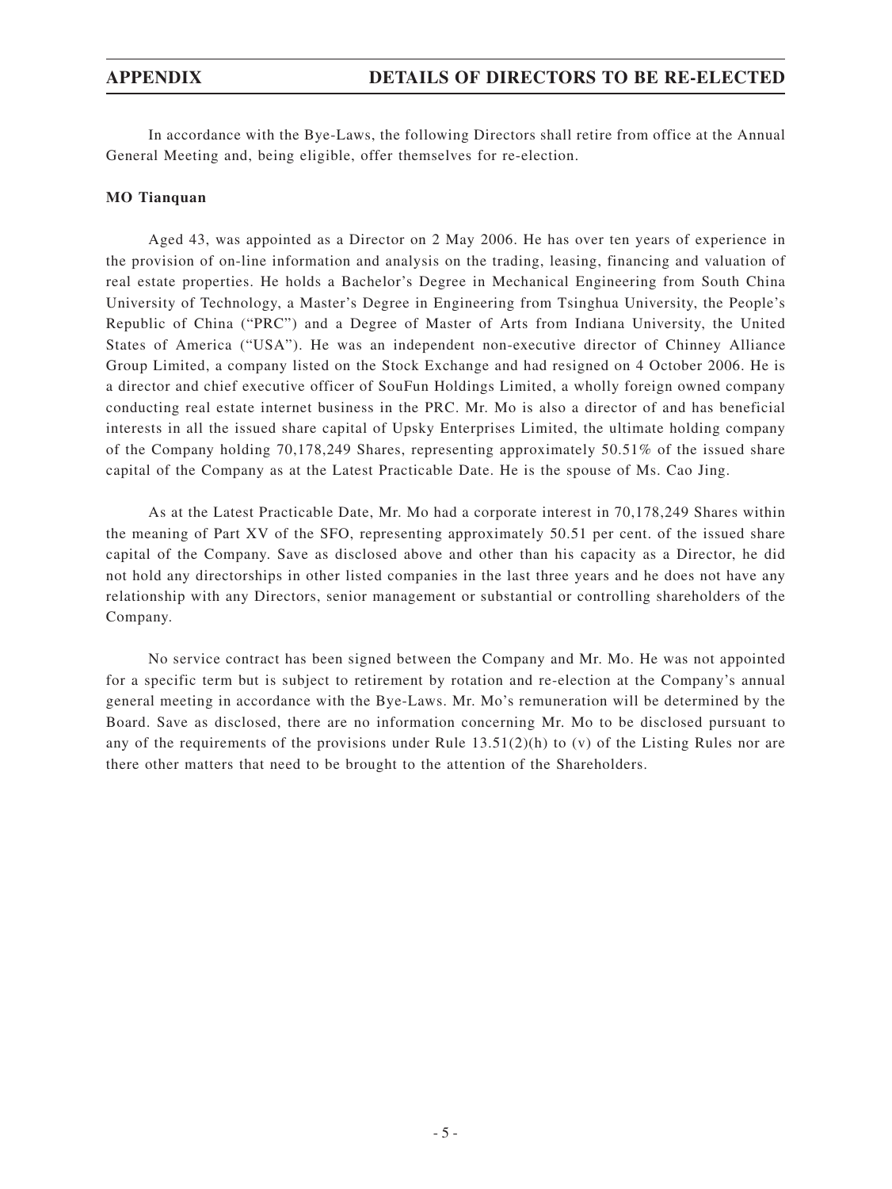# APPENDIX — DETAILS OF DIRECTORS TO BE RE-ELECTED

In accordance with the Bye-Laws, the following Directors shall retire from office at the Annual General Meeting and, being eligible, offer themselves for re-election.

**MO Tianquan**

Aged 43, was appointed as a Director on 2 May 2006. He has over ten years of experience in the provision of on-line information and analysis on the trading, leasing, financing and valuation of real estate properties. He holds a Bachelor's Degree in Mechanical Engineering from South China University of Technology, a Master's Degree in Engineering from Tsinghua University, the People's Republic of China ("PRC") and a Degree of Master of Arts from Indiana University, the United States of America ("USA"). He was an independent non-executive director of Chinney Alliance Group Limited, a company listed on the Stock Exchange and had resigned on 4 October 2006. He is a director and chief executive officer of SouFun Holdings Limited, a wholly foreign owned company conducting real estate internet business in the PRC. Mr. Mo is also a director of and has beneficial interests in all the issued share capital of Upsky Enterprises Limited, the ultimate holding company of the Company holding 70,178,249 Shares, representing approximately 50.51% of the issued share capital of the Company as at the Latest Practicable Date. He is the spouse of Ms. Cao Jing.

As at the Latest Practicable Date, Mr. Mo had a corporate interest in 70,178,249 Shares within the meaning of Part XV of the SFO, representing approximately 50.51 per cent. of the issued share capital of the Company. Save as disclosed above and other than his capacity as a Director, he did not hold any directorships in other listed companies in the last three years and he does not have any relationship with any Directors, senior management or substantial or controlling shareholders of the Company.

No service contract has been signed between the Company and Mr. Mo. He was not appointed for a specific term but is subject to retirement by rotation and re-election at the Company's annual general meeting in accordance with the Bye-Laws. Mr. Mo's remuneration will be determined by the Board. Save as disclosed, there are no information concerning Mr. Mo to be disclosed pursuant to any of the requirements of the provisions under Rule 13.51(2)(h) to (v) of the Listing Rules nor are there other matters that need to be brought to the attention of the Shareholders.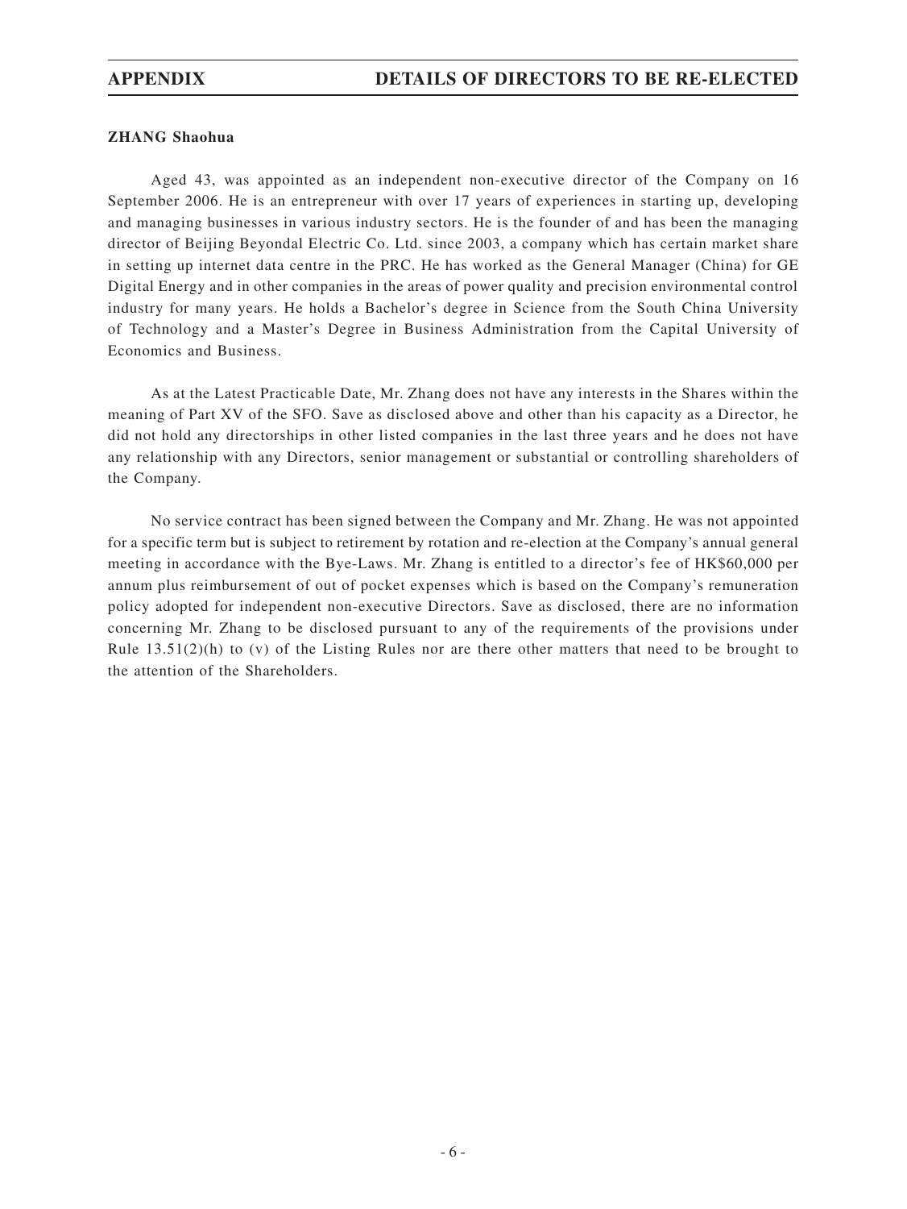**ZHANG Shaohua**

Aged 43, was appointed as an independent non-executive director of the Company on 16 September 2006. He is an entrepreneur with over 17 years of experiences in starting up, developing and managing businesses in various industry sectors. He is the founder of and has been the managing director of Beijing Beyondal Electric Co. Ltd. since 2003, a company which has certain market share in setting up internet data centre in the PRC. He has worked as the General Manager (China) for GE Digital Energy and in other companies in the areas of power quality and precision environmental control industry for many years. He holds a Bachelor's degree in Science from the South China University of Technology and a Master's Degree in Business Administration from the Capital University of Economics and Business.

As at the Latest Practicable Date, Mr. Zhang does not have any interests in the Shares within the meaning of Part XV of the SFO. Save as disclosed above and other than his capacity as a Director, he did not hold any directorships in other listed companies in the last three years and he does not have any relationship with any Directors, senior management or substantial or controlling shareholders of the Company.

No service contract has been signed between the Company and Mr. Zhang. He was not appointed for a specific term but is subject to retirement by rotation and re-election at the Company's annual general meeting in accordance with the Bye-Laws. Mr. Zhang is entitled to a director's fee of HK$60,000 per annum plus reimbursement of out of pocket expenses which is based on the Company's remuneration policy adopted for independent non-executive Directors. Save as disclosed, there are no information concerning Mr. Zhang to be disclosed pursuant to any of the requirements of the provisions under Rule 13.51(2)(h) to (v) of the Listing Rules nor are there other matters that need to be brought to the attention of the Shareholders.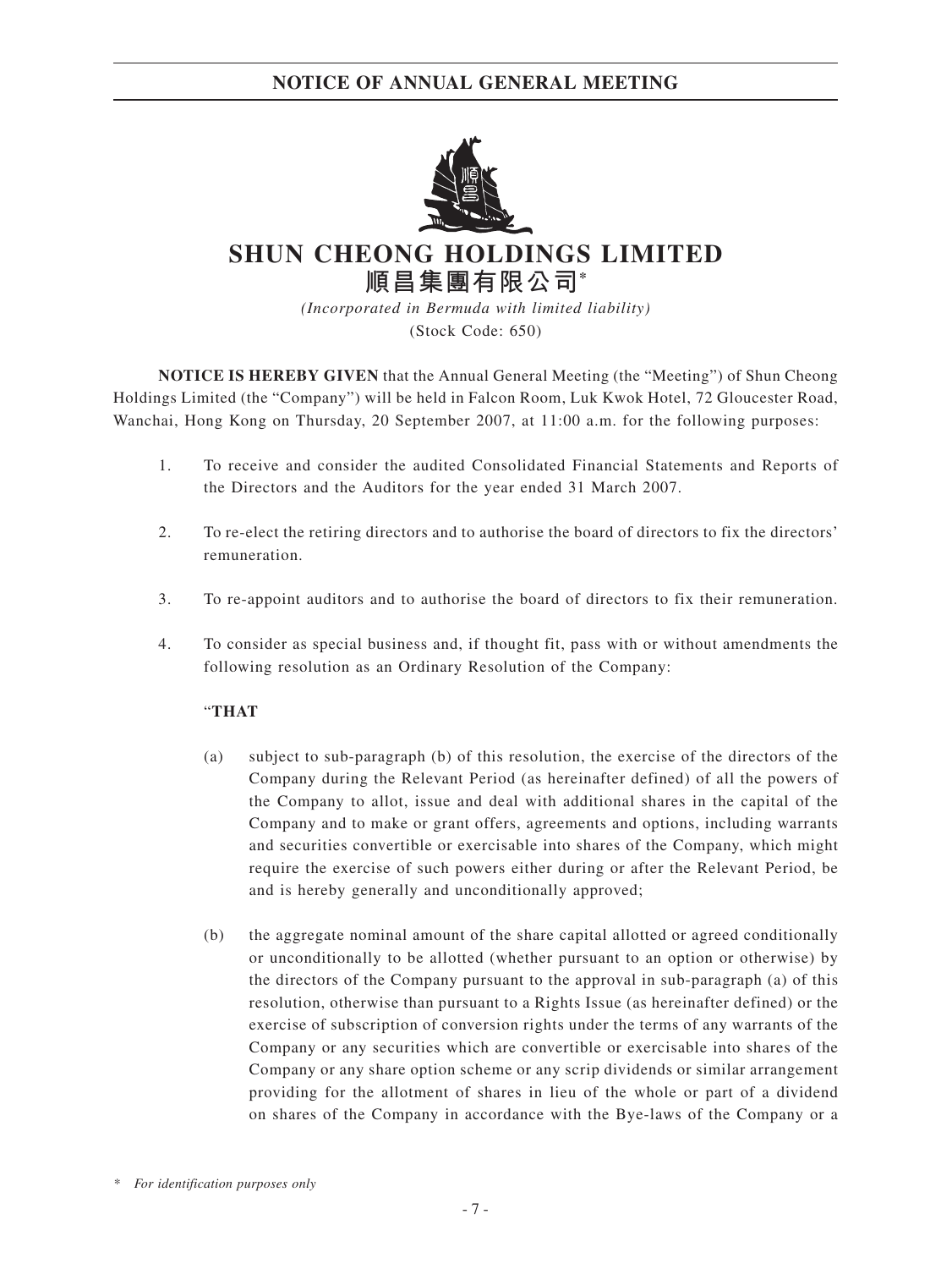# NOTICE OF ANNUAL GENERAL MEETING

# SHUN CHEONG HOLDINGS LIMITED
# 順昌集團有限公司*

*(Incorporated in Bermuda with limited liability)*
(Stock Code: 650)

**NOTICE IS HEREBY GIVEN** that the Annual General Meeting (the "Meeting") of Shun Cheong Holdings Limited (the "Company") will be held in Falcon Room, Luk Kwok Hotel, 72 Gloucester Road, Wanchai, Hong Kong on Thursday, 20 September 2007, at 11:00 a.m. for the following purposes:

1. To receive and consider the audited Consolidated Financial Statements and Reports of the Directors and the Auditors for the year ended 31 March 2007.

2. To re-elect the retiring directors and to authorise the board of directors to fix the directors' remuneration.

3. To re-appoint auditors and to authorise the board of directors to fix their remuneration.

4. To consider as special business and, if thought fit, pass with or without amendments the following resolution as an Ordinary Resolution of the Company:

   "**THAT**

   (a) subject to sub-paragraph (b) of this resolution, the exercise of the directors of the Company during the Relevant Period (as hereinafter defined) of all the powers of the Company to allot, issue and deal with additional shares in the capital of the Company and to make or grant offers, agreements and options, including warrants and securities convertible or exercisable into shares of the Company, which might require the exercise of such powers either during or after the Relevant Period, be and is hereby generally and unconditionally approved;

   (b) the aggregate nominal amount of the share capital allotted or agreed conditionally or unconditionally to be allotted (whether pursuant to an option or otherwise) by the directors of the Company pursuant to the approval in sub-paragraph (a) of this resolution, otherwise than pursuant to a Rights Issue (as hereinafter defined) or the exercise of subscription of conversion rights under the terms of any warrants of the Company or any securities which are convertible or exercisable into shares of the Company or any share option scheme or any scrip dividends or similar arrangement providing for the allotment of shares in lieu of the whole or part of a dividend on shares of the Company in accordance with the Bye-laws of the Company or a

\* *For identification purposes only*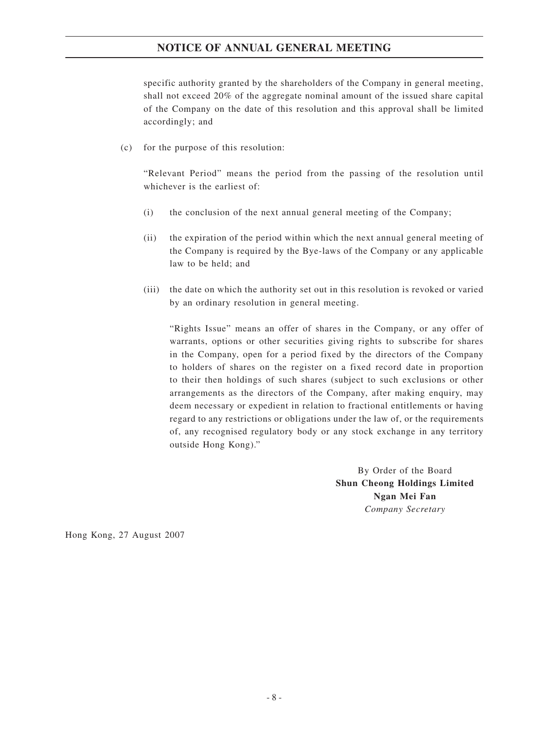specific authority granted by the shareholders of the Company in general meeting, shall not exceed 20% of the aggregate nominal amount of the issued share capital of the Company on the date of this resolution and this approval shall be limited accordingly; and

(c) for the purpose of this resolution:

"Relevant Period" means the period from the passing of the resolution until whichever is the earliest of:

(i) the conclusion of the next annual general meeting of the Company;

(ii) the expiration of the period within which the next annual general meeting of the Company is required by the Bye-laws of the Company or any applicable law to be held; and

(iii) the date on which the authority set out in this resolution is revoked or varied by an ordinary resolution in general meeting.

"Rights Issue" means an offer of shares in the Company, or any offer of warrants, options or other securities giving rights to subscribe for shares in the Company, open for a period fixed by the directors of the Company to holders of shares on the register on a fixed record date in proportion to their then holdings of such shares (subject to such exclusions or other arrangements as the directors of the Company, after making enquiry, may deem necessary or expedient in relation to fractional entitlements or having regard to any restrictions or obligations under the law of, or the requirements of, any recognised regulatory body or any stock exchange in any territory outside Hong Kong)."

By Order of the Board
**Shun Cheong Holdings Limited**
**Ngan Mei Fan**
*Company Secretary*

Hong Kong, 27 August 2007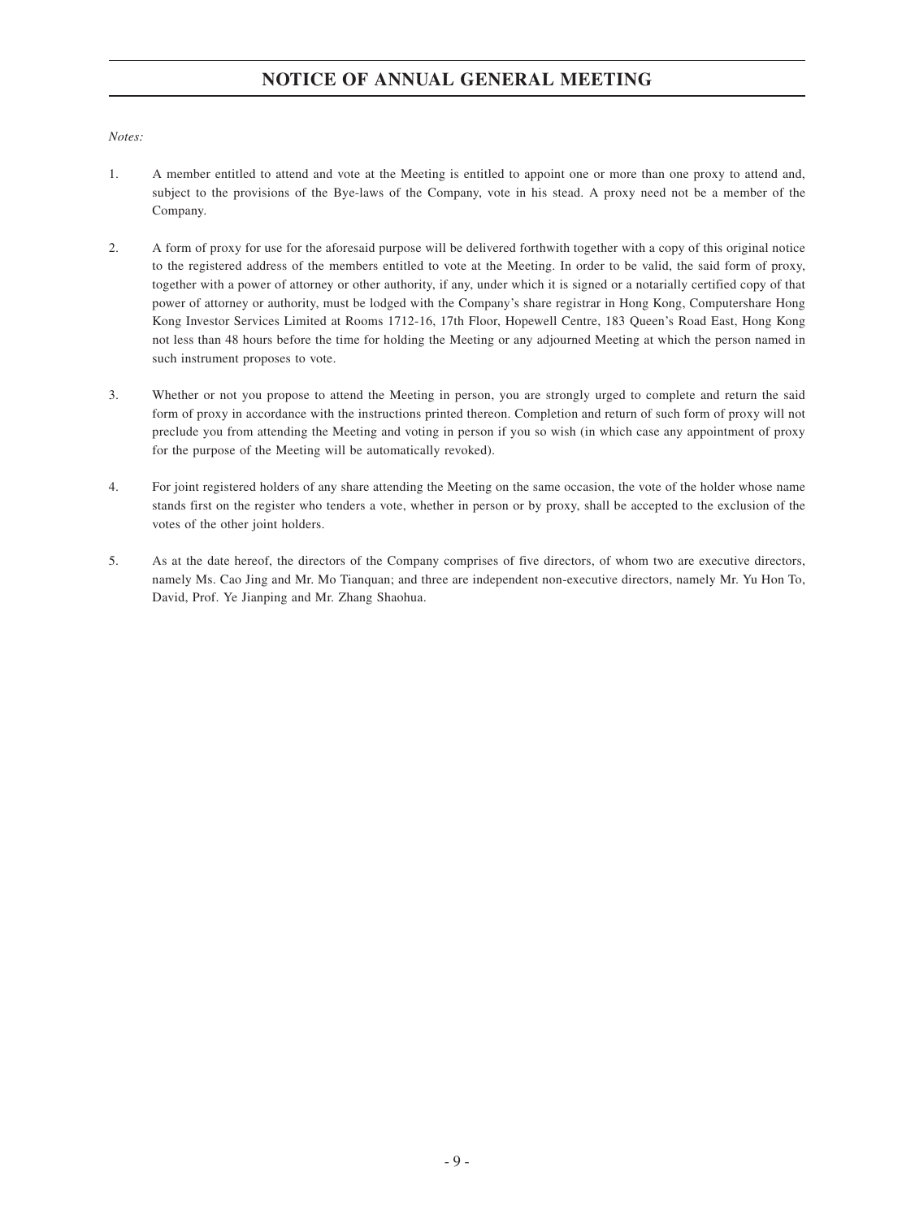*Notes:*

1. A member entitled to attend and vote at the Meeting is entitled to appoint one or more than one proxy to attend and, subject to the provisions of the Bye-laws of the Company, vote in his stead. A proxy need not be a member of the Company.

2. A form of proxy for use for the aforesaid purpose will be delivered forthwith together with a copy of this original notice to the registered address of the members entitled to vote at the Meeting. In order to be valid, the said form of proxy, together with a power of attorney or other authority, if any, under which it is signed or a notarially certified copy of that power of attorney or authority, must be lodged with the Company's share registrar in Hong Kong, Computershare Hong Kong Investor Services Limited at Rooms 1712-16, 17th Floor, Hopewell Centre, 183 Queen's Road East, Hong Kong not less than 48 hours before the time for holding the Meeting or any adjourned Meeting at which the person named in such instrument proposes to vote.

3. Whether or not you propose to attend the Meeting in person, you are strongly urged to complete and return the said form of proxy in accordance with the instructions printed thereon. Completion and return of such form of proxy will not preclude you from attending the Meeting and voting in person if you so wish (in which case any appointment of proxy for the purpose of the Meeting will be automatically revoked).

4. For joint registered holders of any share attending the Meeting on the same occasion, the vote of the holder whose name stands first on the register who tenders a vote, whether in person or by proxy, shall be accepted to the exclusion of the votes of the other joint holders.

5. As at the date hereof, the directors of the Company comprises of five directors, of whom two are executive directors, namely Ms. Cao Jing and Mr. Mo Tianquan; and three are independent non-executive directors, namely Mr. Yu Hon To, David, Prof. Ye Jianping and Mr. Zhang Shaohua.